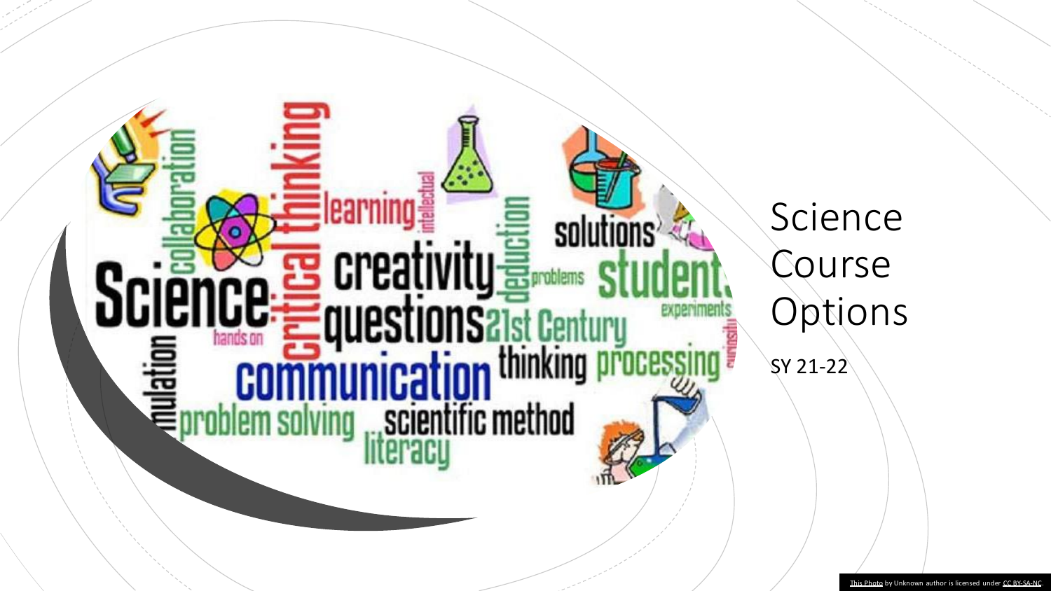# Science Course Options

SY 21-22

This Photo by Unknown author is licensed under CC BY-SA-NC.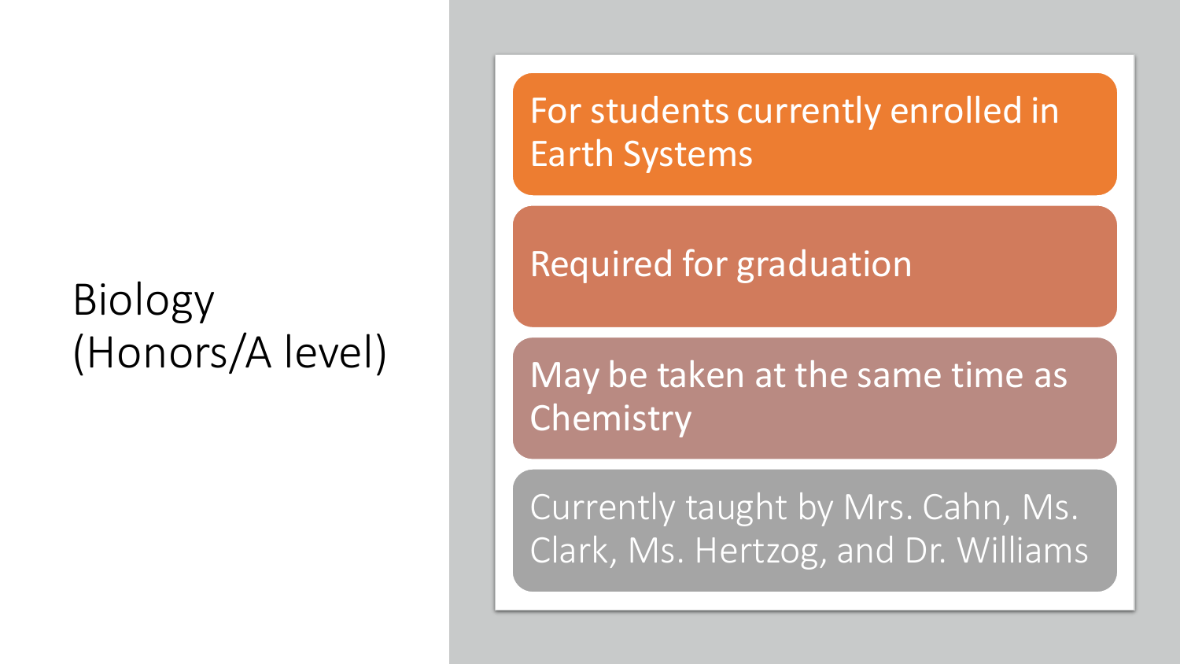# Biology (Honors/A level)

- For students currently enrolled in Earth Systems
- Required for graduation
- May be taken at the same time as Chemistry
- Currently taught by Mrs. Cahn, Ms. Clark, Ms. Hertzog, and Dr. Williams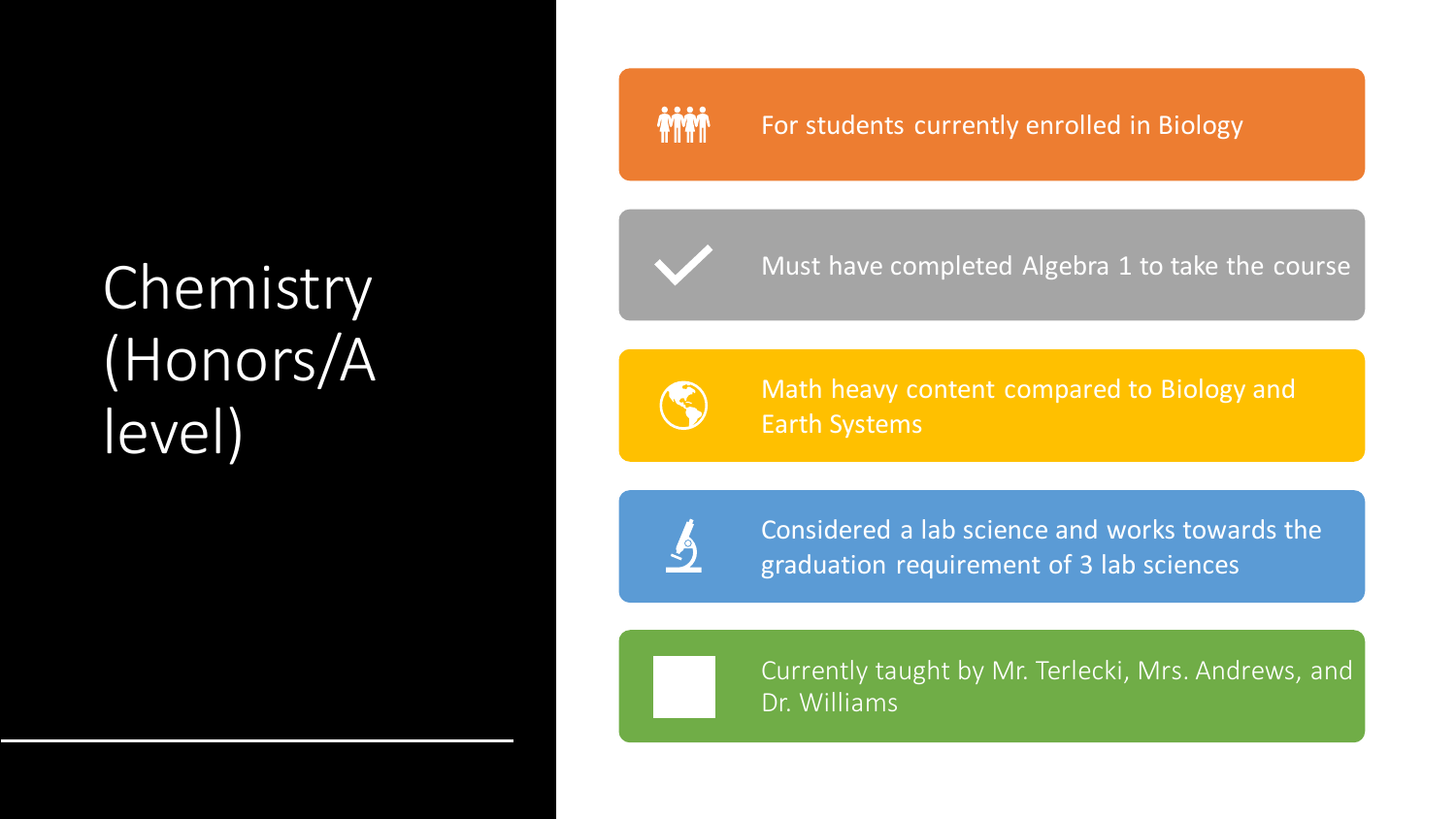# Chemistry (Honors/A level)

- For students currently enrolled in Biology
- Must have completed Algebra 1 to take the course
- Math heavy content compared to Biology and Earth Systems
- Considered a lab science and works towards the graduation requirement of 3 lab sciences
- Currently taught by Mr. Terlecki, Mrs. Andrews, and Dr. Williams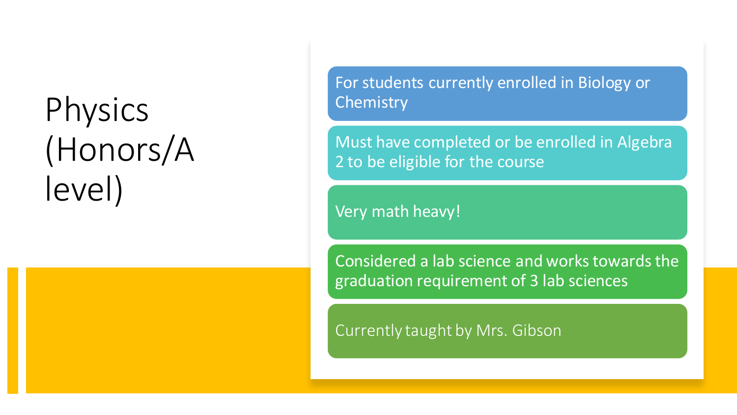# Physics (Honors/A level)

- For students currently enrolled in Biology or Chemistry
- Must have completed or be enrolled in Algebra 2 to be eligible for the course
- Very math heavy!
- Considered a lab science and works towards the graduation requirement of 3 lab sciences
- Currently taught by Mrs. Gibson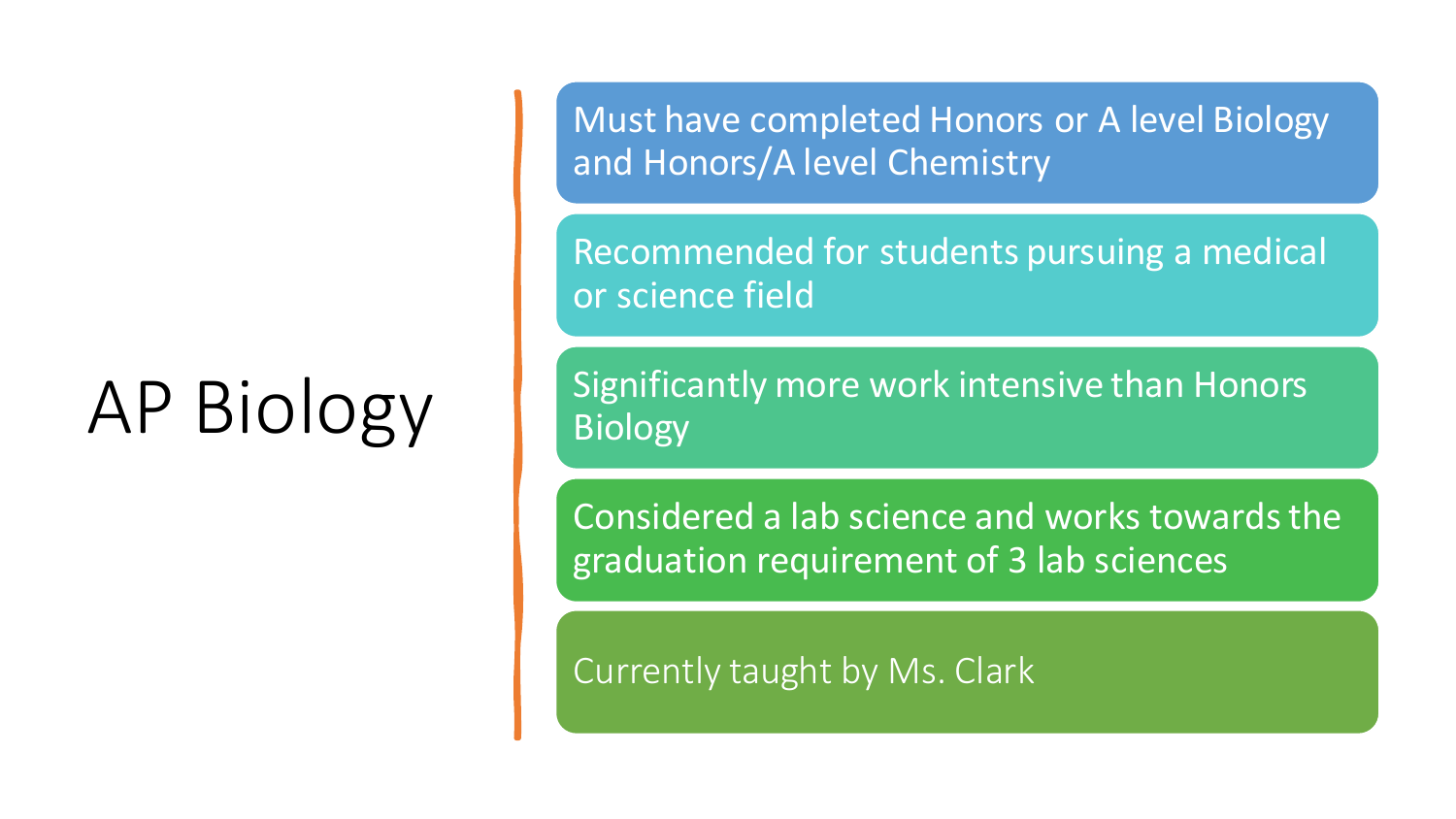# AP Biology

- Must have completed Honors or A level Biology and Honors/A level Chemistry
- Recommended for students pursuing a medical or science field
- Significantly more work intensive than Honors Biology
- Considered a lab science and works towards the graduation requirement of 3 lab sciences
- Currently taught by Ms. Clark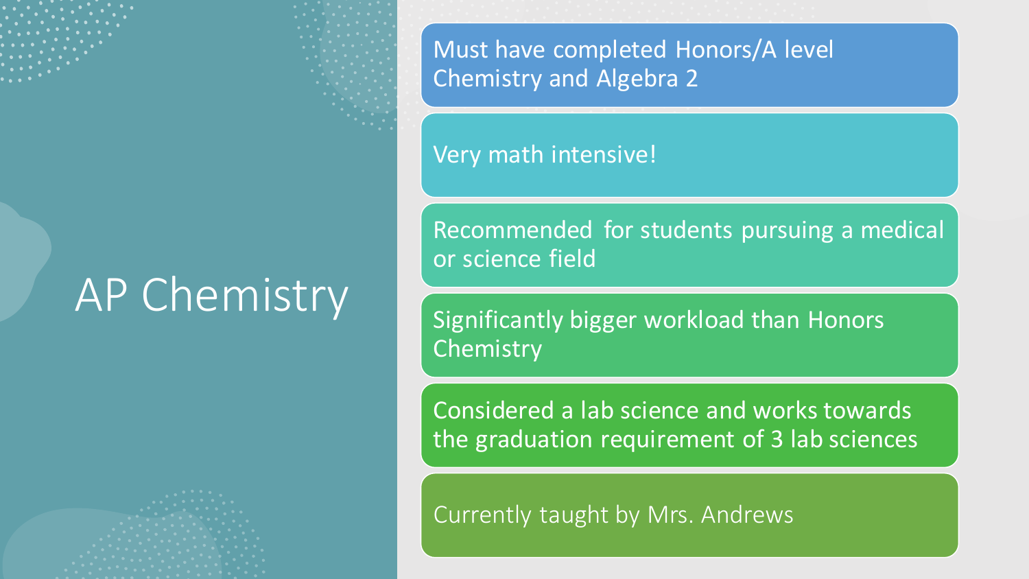# AP Chemistry

- Must have completed Honors/A level Chemistry and Algebra 2
- Very math intensive!
- Recommended for students pursuing a medical or science field
- Significantly bigger workload than Honors Chemistry
- Considered a lab science and works towards the graduation requirement of 3 lab sciences
- Currently taught by Mrs. Andrews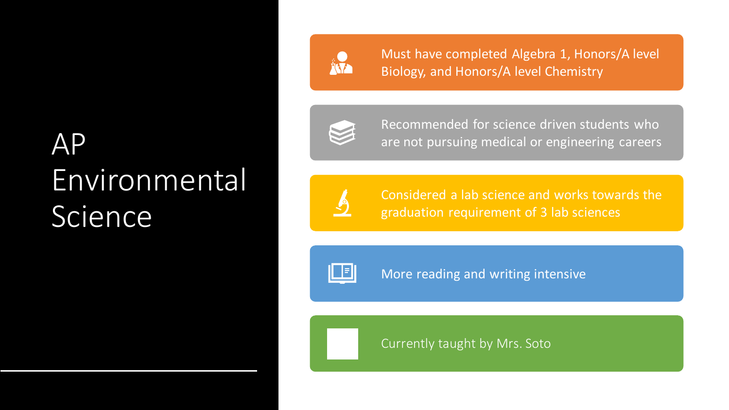# AP Environmental Science

- Must have completed Algebra 1, Honors/A level Biology, and Honors/A level Chemistry
- Recommended for science driven students who are not pursuing medical or engineering careers
- Considered a lab science and works towards the graduation requirement of 3 lab sciences
- More reading and writing intensive
- Currently taught by Mrs. Soto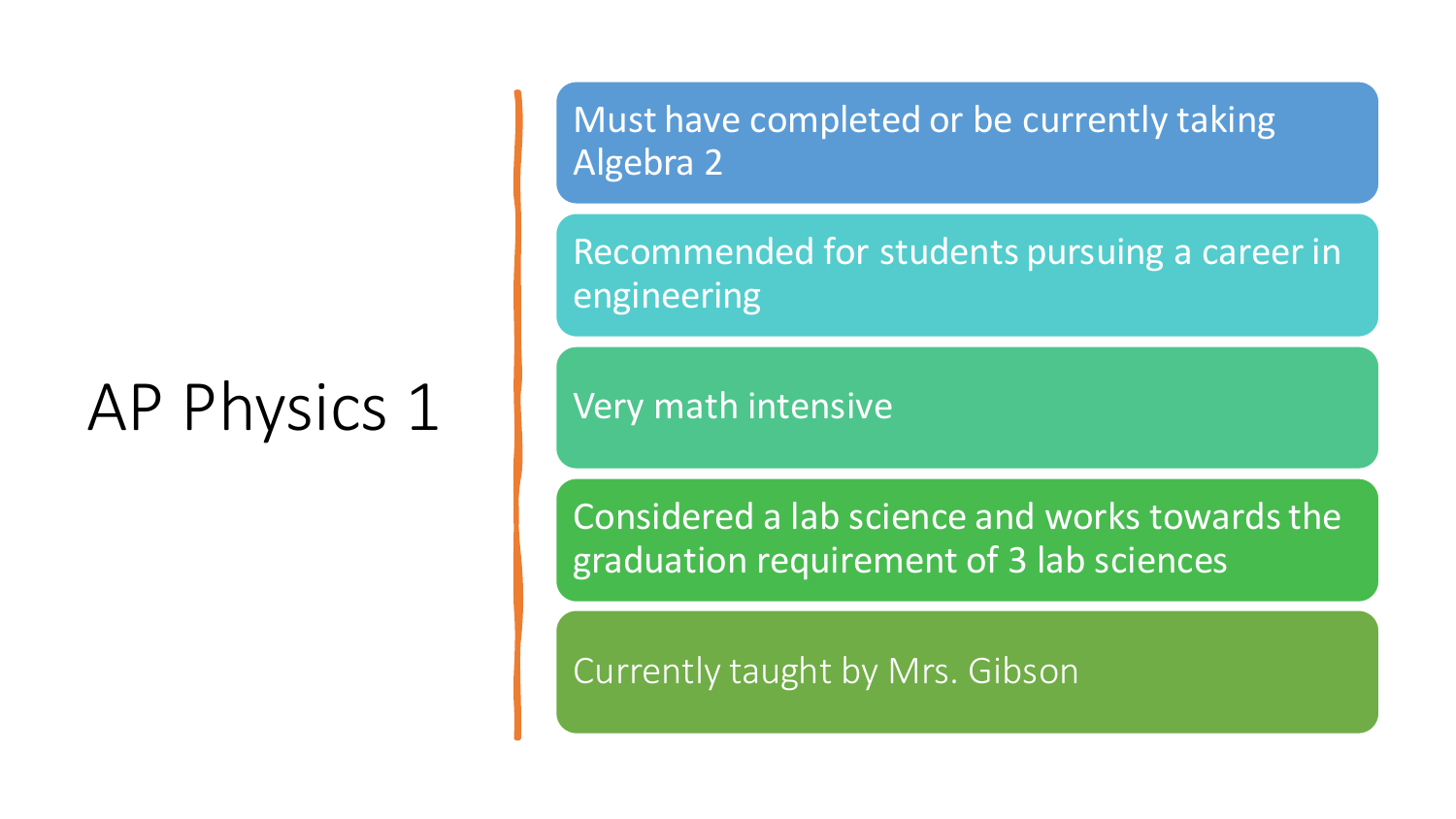# AP Physics 1

- Must have completed or be currently taking Algebra 2
- Recommended for students pursuing a career in engineering
- Very math intensive
- Considered a lab science and works towards the graduation requirement of 3 lab sciences
- Currently taught by Mrs. Gibson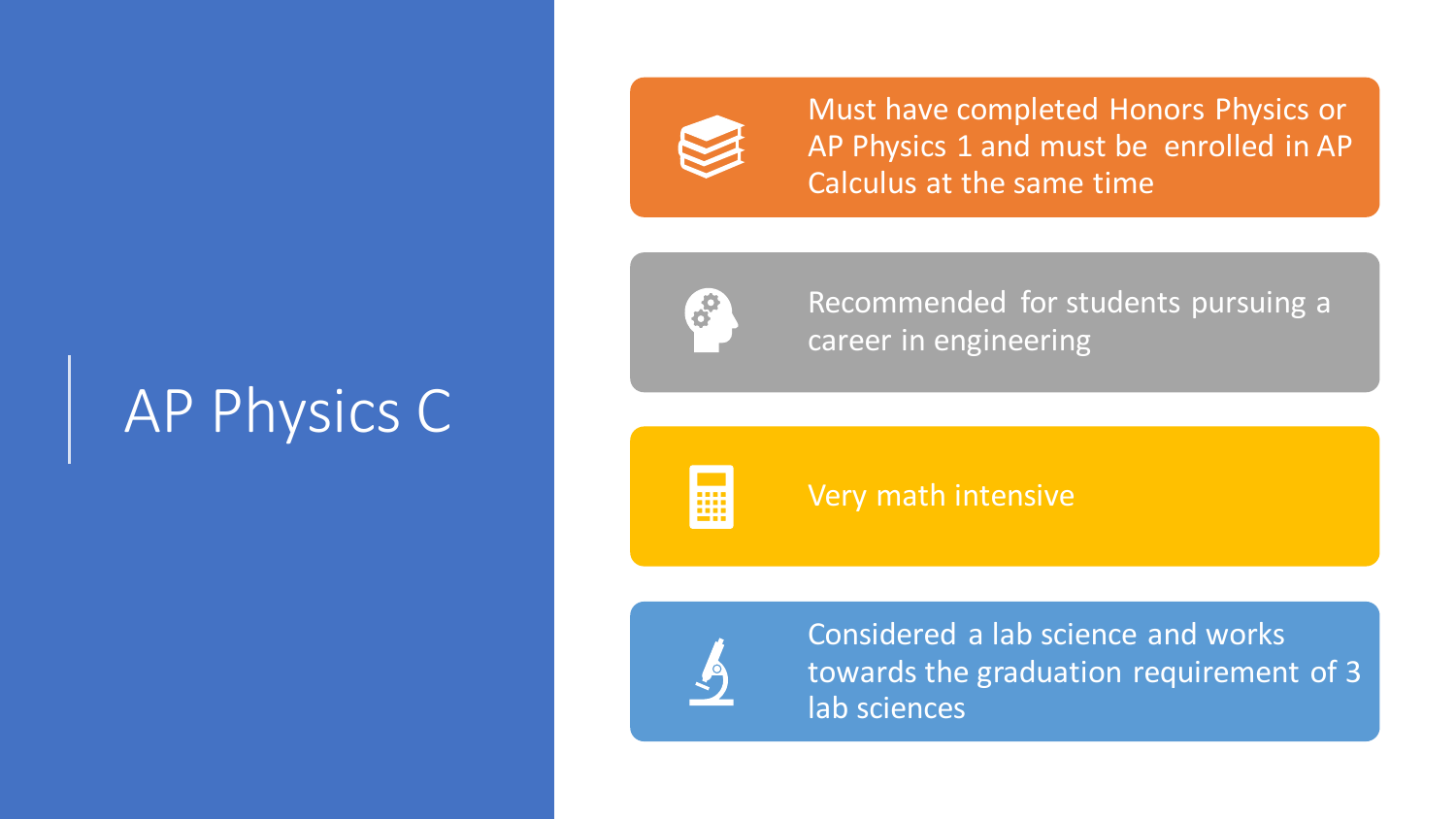# AP Physics C

- Must have completed Honors Physics or AP Physics 1 and must be enrolled in AP Calculus at the same time
- Recommended for students pursuing a career in engineering
- Very math intensive
- Considered a lab science and works towards the graduation requirement of 3 lab sciences